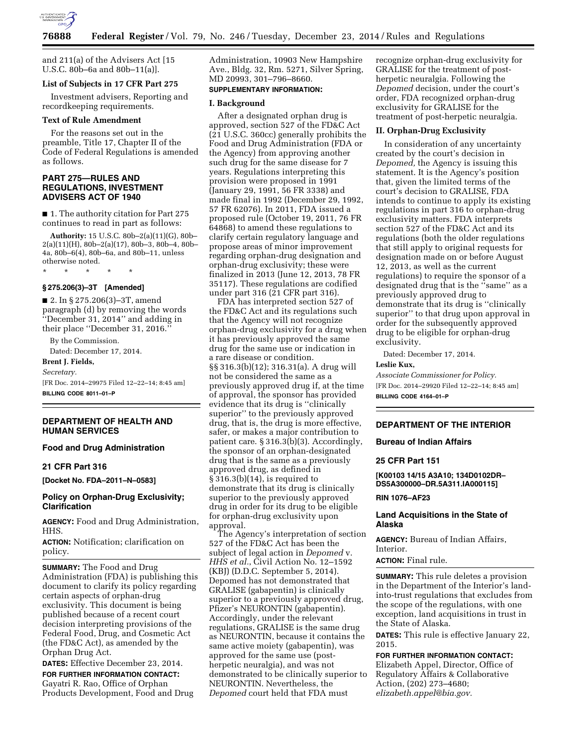and 211(a) of the Advisers Act [15 U.S.C. 80b–6a and 80b–11(a)].

**List of Subjects in 17 CFR Part 275**

Investment advisers, Reporting and recordkeeping requirements.

**Text of Rule Amendment**

For the reasons set out in the preamble, Title 17, Chapter II of the Code of Federal Regulations is amended as follows.

## PART 275—RULES AND REGULATIONS, INVESTMENT ADVISERS ACT OF 1940

■ 1. The authority citation for Part 275 continues to read in part as follows:

**Authority:** 15 U.S.C. 80b–2(a)(11)(G), 80b–2(a)(11)(H), 80b–2(a)(17), 80b–3, 80b–4, 80b–4a, 80b–6(4), 80b–6a, and 80b–11, unless otherwise noted.

\* \* \* \* \*

**§ 275.206(3)–3T [Amended]**

■ 2. In § 275.206(3)–3T, amend paragraph (d) by removing the words ''December 31, 2014'' and adding in their place ''December 31, 2016.''

By the Commission.

Dated: December 17, 2014.

**Brent J. Fields,**

*Secretary.*

[FR Doc. 2014–29975 Filed 12–22–14; 8:45 am]

**BILLING CODE 8011–01–P**

---

## DEPARTMENT OF HEALTH AND HUMAN SERVICES

### Food and Drug Administration

### 21 CFR Part 316

**[Docket No. FDA–2011–N–0583]**

### Policy on Orphan-Drug Exclusivity; Clarification

**AGENCY:** Food and Drug Administration, HHS.

**ACTION:** Notification; clarification on policy.

**SUMMARY:** The Food and Drug Administration (FDA) is publishing this document to clarify its policy regarding certain aspects of orphan-drug exclusivity. This document is being published because of a recent court decision interpreting provisions of the Federal Food, Drug, and Cosmetic Act (the FD&C Act), as amended by the Orphan Drug Act.

**DATES:** Effective December 23, 2014.

**FOR FURTHER INFORMATION CONTACT:** Gayatri R. Rao, Office of Orphan Products Development, Food and Drug Administration, 10903 New Hampshire Ave., Bldg. 32, Rm. 5271, Silver Spring, MD 20993, 301–796–8660.

**SUPPLEMENTARY INFORMATION:**

**I. Background**

After a designated orphan drug is approved, section 527 of the FD&C Act (21 U.S.C. 360cc) generally prohibits the Food and Drug Administration (FDA or the Agency) from approving another such drug for the same disease for 7 years. Regulations interpreting this provision were proposed in 1991 (January 29, 1991, 56 FR 3338) and made final in 1992 (December 29, 1992, 57 FR 62076). In 2011, FDA issued a proposed rule (October 19, 2011, 76 FR 64868) to amend these regulations to clarify certain regulatory language and propose areas of minor improvement regarding orphan-drug designation and orphan-drug exclusivity; these were finalized in 2013 (June 12, 2013, 78 FR 35117). These regulations are codified under part 316 (21 CFR part 316).

FDA has interpreted section 527 of the FD&C Act and its regulations such that the Agency will not recognize orphan-drug exclusivity for a drug when it has previously approved the same drug for the same use or indication in a rare disease or condition. §§ 316.3(b)(12); 316.31(a). A drug will not be considered the same as a previously approved drug if, at the time of approval, the sponsor has provided evidence that its drug is ''clinically superior'' to the previously approved drug, that is, the drug is more effective, safer, or makes a major contribution to patient care. § 316.3(b)(3). Accordingly, the sponsor of an orphan-designated drug that is the same as a previously approved drug, as defined in § 316.3(b)(14), is required to demonstrate that its drug is clinically superior to the previously approved drug in order for its drug to be eligible for orphan-drug exclusivity upon approval.

The Agency's interpretation of section 527 of the FD&C Act has been the subject of legal action in *Depomed* v. *HHS et al.*, Civil Action No. 12–1592 (KBJ) (D.D.C. September 5, 2014). Depomed has not demonstrated that GRALISE (gabapentin) is clinically superior to a previously approved drug, Pfizer's NEURONTIN (gabapentin). Accordingly, under the relevant regulations, GRALISE is the same drug as NEURONTIN, because it contains the same active moiety (gabapentin), was approved for the same use (post-herpetic neuralgia), and was not demonstrated to be clinically superior to NEURONTIN. Nevertheless, the *Depomed* court held that FDA must recognize orphan-drug exclusivity for GRALISE for the treatment of post-herpetic neuralgia. Following the *Depomed* decision, under the court's order, FDA recognized orphan-drug exclusivity for GRALISE for the treatment of post-herpetic neuralgia.

**II. Orphan-Drug Exclusivity**

In consideration of any uncertainty created by the court's decision in *Depomed,* the Agency is issuing this statement. It is the Agency's position that, given the limited terms of the court's decision to GRALISE, FDA intends to continue to apply its existing regulations in part 316 to orphan-drug exclusivity matters. FDA interprets section 527 of the FD&C Act and its regulations (both the older regulations that still apply to original requests for designation made on or before August 12, 2013, as well as the current regulations) to require the sponsor of a designated drug that is the ''same'' as a previously approved drug to demonstrate that its drug is ''clinically superior'' to that drug upon approval in order for the subsequently approved drug to be eligible for orphan-drug exclusivity.

Dated: December 17, 2014.

**Leslie Kux,**

*Associate Commissioner for Policy.*

[FR Doc. 2014–29920 Filed 12–22–14; 8:45 am]

**BILLING CODE 4164–01–P**

---

## DEPARTMENT OF THE INTERIOR

### Bureau of Indian Affairs

### 25 CFR Part 151

**[K00103 14/15 A3A10; 134D0102DR–DS5A300000–DR.5A311.IA000115]**

**RIN 1076–AF23**

### Land Acquisitions in the State of Alaska

**AGENCY:** Bureau of Indian Affairs, Interior.

**ACTION:** Final rule.

**SUMMARY:** This rule deletes a provision in the Department of the Interior's land-into-trust regulations that excludes from the scope of the regulations, with one exception, land acquisitions in trust in the State of Alaska.

**DATES:** This rule is effective January 22, 2015.

**FOR FURTHER INFORMATION CONTACT:** Elizabeth Appel, Director, Office of Regulatory Affairs & Collaborative Action, (202) 273–4680; *elizabeth.appel@bia.gov.*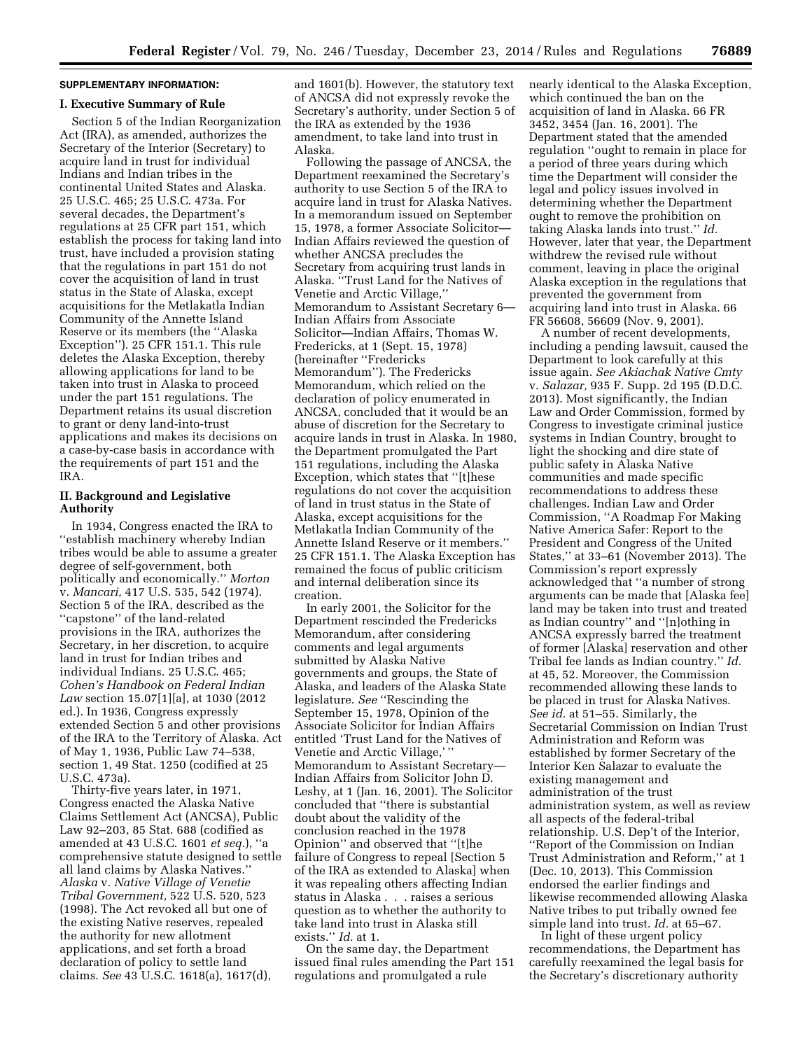**SUPPLEMENTARY INFORMATION:**

**I. Executive Summary of Rule**

Section 5 of the Indian Reorganization Act (IRA), as amended, authorizes the Secretary of the Interior (Secretary) to acquire land in trust for individual Indians and Indian tribes in the continental United States and Alaska. 25 U.S.C. 465; 25 U.S.C. 473a. For several decades, the Department's regulations at 25 CFR part 151, which establish the process for taking land into trust, have included a provision stating that the regulations in part 151 do not cover the acquisition of land in trust status in the State of Alaska, except acquisitions for the Metlakatla Indian Community of the Annette Island Reserve or its members (the ''Alaska Exception''). 25 CFR 151.1. This rule deletes the Alaska Exception, thereby allowing applications for land to be taken into trust in Alaska to proceed under the part 151 regulations. The Department retains its usual discretion to grant or deny land-into-trust applications and makes its decisions on a case-by-case basis in accordance with the requirements of part 151 and the IRA.

**II. Background and Legislative Authority**

In 1934, Congress enacted the IRA to ''establish machinery whereby Indian tribes would be able to assume a greater degree of self-government, both politically and economically.'' *Morton* v. *Mancari,* 417 U.S. 535, 542 (1974). Section 5 of the IRA, described as the ''capstone'' of the land-related provisions in the IRA, authorizes the Secretary, in her discretion, to acquire land in trust for Indian tribes and individual Indians. 25 U.S.C. 465; *Cohen's Handbook on Federal Indian Law* section 15.07[1][a], at 1030 (2012 ed.). In 1936, Congress expressly extended Section 5 and other provisions of the IRA to the Territory of Alaska. Act of May 1, 1936, Public Law 74–538, section 1, 49 Stat. 1250 (codified at 25 U.S.C. 473a).

Thirty-five years later, in 1971, Congress enacted the Alaska Native Claims Settlement Act (ANCSA), Public Law 92–203, 85 Stat. 688 (codified as amended at 43 U.S.C. 1601 *et seq.*), ''a comprehensive statute designed to settle all land claims by Alaska Natives.'' *Alaska* v. *Native Village of Venetie Tribal Government,* 522 U.S. 520, 523 (1998). The Act revoked all but one of the existing Native reserves, repealed the authority for new allotment applications, and set forth a broad declaration of policy to settle land claims. *See* 43 U.S.C. 1618(a), 1617(d), and 1601(b). However, the statutory text of ANCSA did not expressly revoke the Secretary's authority, under Section 5 of the IRA as extended by the 1936 amendment, to take land into trust in Alaska.

Following the passage of ANCSA, the Department reexamined the Secretary's authority to use Section 5 of the IRA to acquire land in trust for Alaska Natives. In a memorandum issued on September 15, 1978, a former Associate Solicitor—Indian Affairs reviewed the question of whether ANCSA precludes the Secretary from acquiring trust lands in Alaska. ''Trust Land for the Natives of Venetie and Arctic Village,'' Memorandum to Assistant Secretary 6—Indian Affairs from Associate Solicitor—Indian Affairs, Thomas W. Fredericks, at 1 (Sept. 15, 1978) (hereinafter ''Fredericks Memorandum''). The Fredericks Memorandum, which relied on the declaration of policy enumerated in ANCSA, concluded that it would be an abuse of discretion for the Secretary to acquire lands in trust in Alaska. In 1980, the Department promulgated the Part 151 regulations, including the Alaska Exception, which states that ''[t]hese regulations do not cover the acquisition of land in trust status in the State of Alaska, except acquisitions for the Metlakatla Indian Community of the Annette Island Reserve or it members.'' 25 CFR 151.1. The Alaska Exception has remained the focus of public criticism and internal deliberation since its creation.

In early 2001, the Solicitor for the Department rescinded the Fredericks Memorandum, after considering comments and legal arguments submitted by Alaska Native governments and groups, the State of Alaska, and leaders of the Alaska State legislature. *See* ''Rescinding the September 15, 1978, Opinion of the Associate Solicitor for Indian Affairs entitled 'Trust Land for the Natives of Venetie and Arctic Village,' '' Memorandum to Assistant Secretary—Indian Affairs from Solicitor John D. Leshy, at 1 (Jan. 16, 2001). The Solicitor concluded that ''there is substantial doubt about the validity of the conclusion reached in the 1978 Opinion'' and observed that ''[t]he failure of Congress to repeal [Section 5 of the IRA as extended to Alaska] when it was repealing others affecting Indian status in Alaska . . . raises a serious question as to whether the authority to take land into trust in Alaska still exists.'' *Id.* at 1.

On the same day, the Department issued final rules amending the Part 151 regulations and promulgated a rule nearly identical to the Alaska Exception, which continued the ban on the acquisition of land in Alaska. 66 FR 3452, 3454 (Jan. 16, 2001). The Department stated that the amended regulation ''ought to remain in place for a period of three years during which time the Department will consider the legal and policy issues involved in determining whether the Department ought to remove the prohibition on taking Alaska lands into trust.'' *Id.* However, later that year, the Department withdrew the revised rule without comment, leaving in place the original Alaska exception in the regulations that prevented the government from acquiring land into trust in Alaska. 66 FR 56608, 56609 (Nov. 9, 2001).

A number of recent developments, including a pending lawsuit, caused the Department to look carefully at this issue again. *See Akiachak Native Cmty* v. *Salazar,* 935 F. Supp. 2d 195 (D.D.C. 2013). Most significantly, the Indian Law and Order Commission, formed by Congress to investigate criminal justice systems in Indian Country, brought to light the shocking and dire state of public safety in Alaska Native communities and made specific recommendations to address these challenges. Indian Law and Order Commission, ''A Roadmap For Making Native America Safer: Report to the President and Congress of the United States,'' at 33–61 (November 2013). The Commission's report expressly acknowledged that ''a number of strong arguments can be made that [Alaska fee] land may be taken into trust and treated as Indian country'' and ''[n]othing in ANCSA expressly barred the treatment of former [Alaska] reservation and other Tribal fee lands as Indian country.'' *Id.* at 45, 52. Moreover, the Commission recommended allowing these lands to be placed in trust for Alaska Natives. *See id.* at 51–55. Similarly, the Secretarial Commission on Indian Trust Administration and Reform was established by former Secretary of the Interior Ken Salazar to evaluate the existing management and administration of the trust administration system, as well as review all aspects of the federal-tribal relationship. U.S. Dep't of the Interior, ''Report of the Commission on Indian Trust Administration and Reform,'' at 1 (Dec. 10, 2013). This Commission endorsed the earlier findings and likewise recommended allowing Alaska Native tribes to put tribally owned fee simple land into trust. *Id.* at 65–67.

In light of these urgent policy recommendations, the Department has carefully reexamined the legal basis for the Secretary's discretionary authority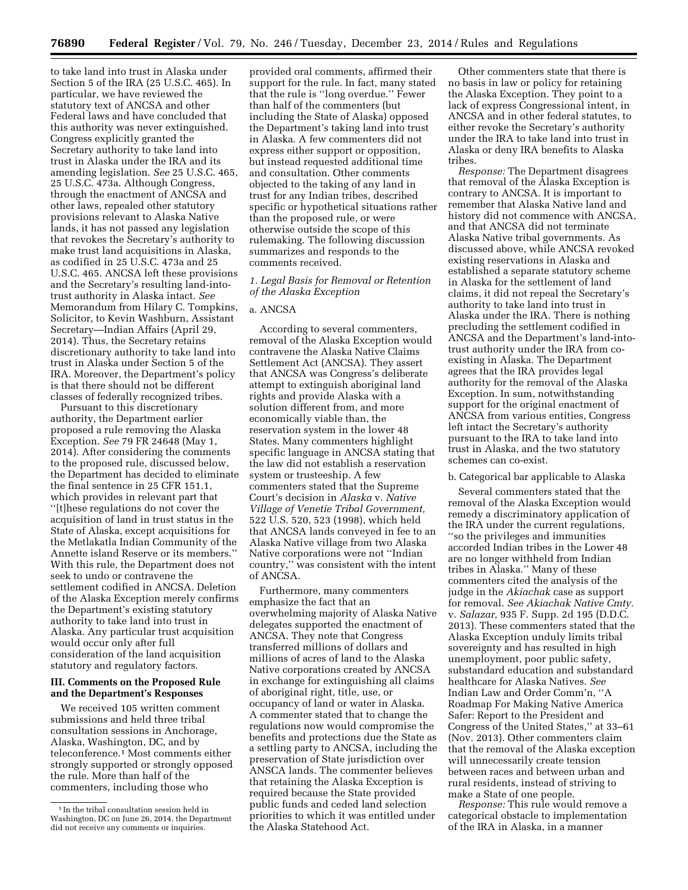to take land into trust in Alaska under Section 5 of the IRA (25 U.S.C. 465). In particular, we have reviewed the statutory text of ANCSA and other Federal laws and have concluded that this authority was never extinguished. Congress explicitly granted the Secretary authority to take land into trust in Alaska under the IRA and its amending legislation. *See* 25 U.S.C. 465, 25 U.S.C. 473a. Although Congress, through the enactment of ANCSA and other laws, repealed other statutory provisions relevant to Alaska Native lands, it has not passed any legislation that revokes the Secretary's authority to make trust land acquisitions in Alaska, as codified in 25 U.S.C. 473a and 25 U.S.C. 465. ANCSA left these provisions and the Secretary's resulting land-into-trust authority in Alaska intact. *See* Memorandum from Hilary C. Tompkins, Solicitor, to Kevin Washburn, Assistant Secretary—Indian Affairs (April 29, 2014). Thus, the Secretary retains discretionary authority to take land into trust in Alaska under Section 5 of the IRA. Moreover, the Department's policy is that there should not be different classes of federally recognized tribes.

Pursuant to this discretionary authority, the Department earlier proposed a rule removing the Alaska Exception. *See* 79 FR 24648 (May 1, 2014). After considering the comments to the proposed rule, discussed below, the Department has decided to eliminate the final sentence in 25 CFR 151.1, which provides in relevant part that "[t]hese regulations do not cover the acquisition of land in trust status in the State of Alaska, except acquisitions for the Metlakatla Indian Community of the Annette island Reserve or its members." With this rule, the Department does not seek to undo or contravene the settlement codified in ANCSA. Deletion of the Alaska Exception merely confirms the Department's existing statutory authority to take land into trust in Alaska. Any particular trust acquisition would occur only after full consideration of the land acquisition statutory and regulatory factors.

## III. Comments on the Proposed Rule and the Department's Responses

We received 105 written comment submissions and held three tribal consultation sessions in Anchorage, Alaska, Washington, DC, and by teleconference.[1] Most comments either strongly supported or strongly opposed the rule. More than half of the commenters, including those who provided oral comments, affirmed their support for the rule. In fact, many stated that the rule is "long overdue." Fewer than half of the commenters (but including the State of Alaska) opposed the Department's taking land into trust in Alaska. A few commenters did not express either support or opposition, but instead requested additional time and consultation. Other comments objected to the taking of any land in trust for any Indian tribes, described specific or hypothetical situations rather than the proposed rule, or were otherwise outside the scope of this rulemaking. The following discussion summarizes and responds to the comments received.

### *1. Legal Basis for Removal or Retention of the Alaska Exception*

#### a. ANCSA

According to several commenters, removal of the Alaska Exception would contravene the Alaska Native Claims Settlement Act (ANCSA). They assert that ANCSA was Congress's deliberate attempt to extinguish aboriginal land rights and provide Alaska with a solution different from, and more economically viable than, the reservation system in the lower 48 States. Many commenters highlight specific language in ANCSA stating that the law did not establish a reservation system or trusteeship. A few commenters stated that the Supreme Court's decision in *Alaska* v. *Native Village of Venetie Tribal Government,* 522 U.S. 520, 523 (1998), which held that ANCSA lands conveyed in fee to an Alaska Native village from two Alaska Native corporations were not "Indian country," was consistent with the intent of ANCSA.

Furthermore, many commenters emphasize the fact that an overwhelming majority of Alaska Native delegates supported the enactment of ANCSA. They note that Congress transferred millions of dollars and millions of acres of land to the Alaska Native corporations created by ANCSA in exchange for extinguishing all claims of aboriginal right, title, use, or occupancy of land or water in Alaska. A commenter stated that to change the regulations now would compromise the benefits and protections due the State as a settling party to ANCSA, including the preservation of State jurisdiction over ANSCA lands. The commenter believes that retaining the Alaska Exception is required because the State provided public funds and ceded land selection priorities to which it was entitled under the Alaska Statehood Act.

Other commenters state that there is no basis in law or policy for retaining the Alaska Exception. They point to a lack of express Congressional intent, in ANCSA and in other federal statutes, to either revoke the Secretary's authority under the IRA to take land into trust in Alaska or deny IRA benefits to Alaska tribes.

*Response:* The Department disagrees that removal of the Alaska Exception is contrary to ANCSA. It is important to remember that Alaska Native land and history did not commence with ANCSA, and that ANCSA did not terminate Alaska Native tribal governments. As discussed above, while ANCSA revoked existing reservations in Alaska and established a separate statutory scheme in Alaska for the settlement of land claims, it did not repeal the Secretary's authority to take land into trust in Alaska under the IRA. There is nothing precluding the settlement codified in ANCSA and the Department's land-into-trust authority under the IRA from co-existing in Alaska. The Department agrees that the IRA provides legal authority for the removal of the Alaska Exception. In sum, notwithstanding support for the original enactment of ANCSA from various entities, Congress left intact the Secretary's authority pursuant to the IRA to take land into trust in Alaska, and the two statutory schemes can co-exist.

#### b. Categorical bar applicable to Alaska

Several commenters stated that the removal of the Alaska Exception would remedy a discriminatory application of the IRA under the current regulations, "so the privileges and immunities accorded Indian tribes in the Lower 48 are no longer withheld from Indian tribes in Alaska." Many of these commenters cited the analysis of the judge in the *Akiachak* case as support for removal. *See Akiachak Native Cmty.* v. *Salazar,* 935 F. Supp. 2d 195 (D.D.C. 2013). These commenters stated that the Alaska Exception unduly limits tribal sovereignty and has resulted in high unemployment, poor public safety, substandard education and substandard healthcare for Alaska Natives. *See* Indian Law and Order Comm'n, "A Roadmap For Making Native America Safer: Report to the President and Congress of the United States," at 33–61 (Nov. 2013). Other commenters claim that the removal of the Alaska exception will unnecessarily create tension between races and between urban and rural residents, instead of striving to make a State of one people.

*Response:* This rule would remove a categorical obstacle to implementation of the IRA in Alaska, in a manner

---

[1] In the tribal consultation session held in Washington, DC on June 26, 2014, the Department did not receive any comments or inquiries.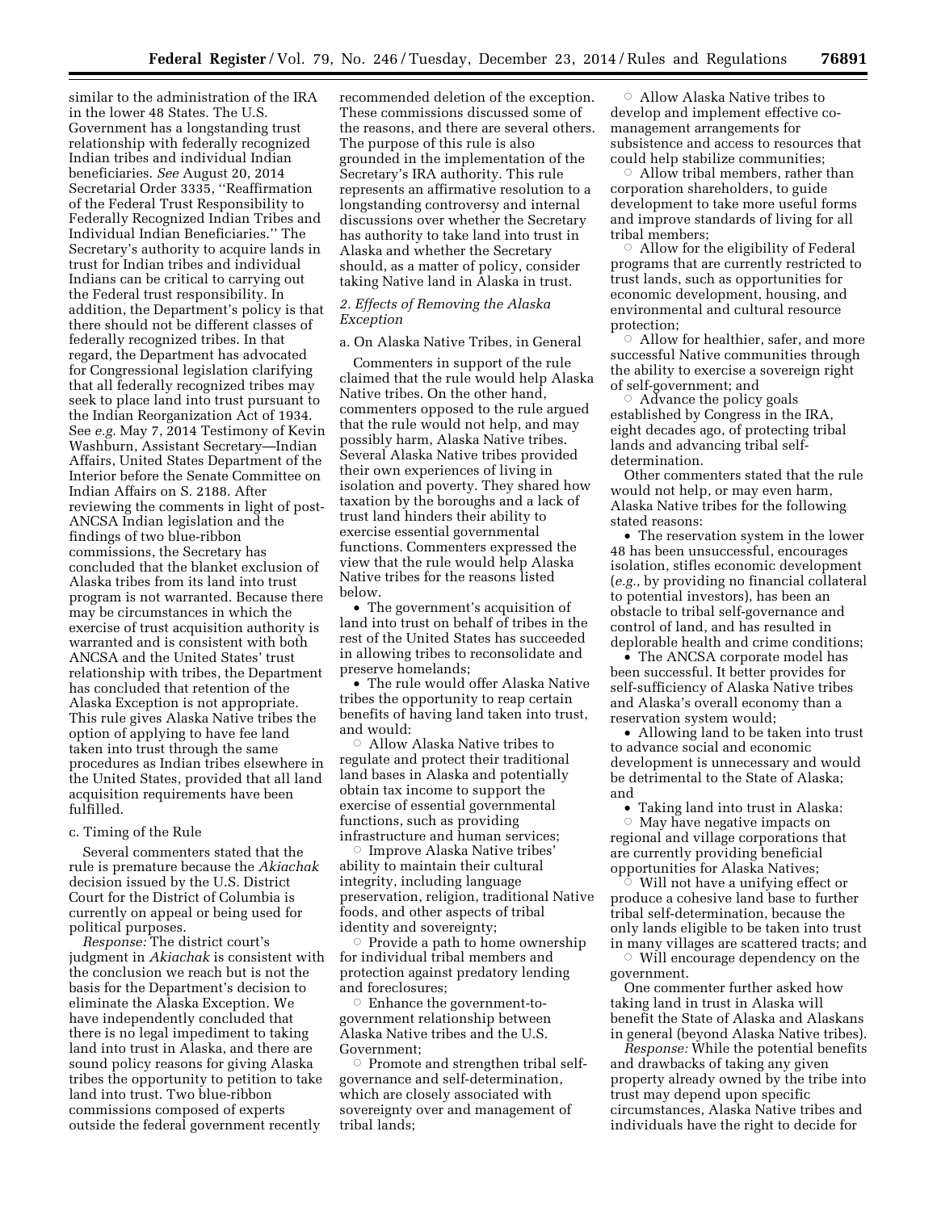similar to the administration of the IRA in the lower 48 States. The U.S. Government has a longstanding trust relationship with federally recognized Indian tribes and individual Indian beneficiaries. *See* August 20, 2014 Secretarial Order 3335, ''Reaffirmation of the Federal Trust Responsibility to Federally Recognized Indian Tribes and Individual Indian Beneficiaries.'' The Secretary's authority to acquire lands in trust for Indian tribes and individual Indians can be critical to carrying out the Federal trust responsibility. In addition, the Department's policy is that there should not be different classes of federally recognized tribes. In that regard, the Department has advocated for Congressional legislation clarifying that all federally recognized tribes may seek to place land into trust pursuant to the Indian Reorganization Act of 1934. See *e.g.* May 7, 2014 Testimony of Kevin Washburn, Assistant Secretary—Indian Affairs, United States Department of the Interior before the Senate Committee on Indian Affairs on S. 2188. After reviewing the comments in light of post-ANCSA Indian legislation and the findings of two blue-ribbon commissions, the Secretary has concluded that the blanket exclusion of Alaska tribes from its land into trust program is not warranted. Because there may be circumstances in which the exercise of trust acquisition authority is warranted and is consistent with both ANCSA and the United States' trust relationship with tribes, the Department has concluded that retention of the Alaska Exception is not appropriate. This rule gives Alaska Native tribes the option of applying to have fee land taken into trust through the same procedures as Indian tribes elsewhere in the United States, provided that all land acquisition requirements have been fulfilled.

c. Timing of the Rule

Several commenters stated that the rule is premature because the *Akiachak* decision issued by the U.S. District Court for the District of Columbia is currently on appeal or being used for political purposes.

*Response:* The district court's judgment in *Akiachak* is consistent with the conclusion we reach but is not the basis for the Department's decision to eliminate the Alaska Exception. We have independently concluded that there is no legal impediment to taking land into trust in Alaska, and there are sound policy reasons for giving Alaska tribes the opportunity to petition to take land into trust. Two blue-ribbon commissions composed of experts outside the federal government recently recommended deletion of the exception. These commissions discussed some of the reasons, and there are several others. The purpose of this rule is also grounded in the implementation of the Secretary's IRA authority. This rule represents an affirmative resolution to a longstanding controversy and internal discussions over whether the Secretary has authority to take land into trust in Alaska and whether the Secretary should, as a matter of policy, consider taking Native land in Alaska in trust.

*2. Effects of Removing the Alaska Exception*

a. On Alaska Native Tribes, in General

Commenters in support of the rule claimed that the rule would help Alaska Native tribes. On the other hand, commenters opposed to the rule argued that the rule would not help, and may possibly harm, Alaska Native tribes. Several Alaska Native tribes provided their own experiences of living in isolation and poverty. They shared how taxation by the boroughs and a lack of trust land hinders their ability to exercise essential governmental functions. Commenters expressed the view that the rule would help Alaska Native tribes for the reasons listed below.

- The government's acquisition of land into trust on behalf of tribes in the rest of the United States has succeeded in allowing tribes to reconsolidate and preserve homelands;
- The rule would offer Alaska Native tribes the opportunity to reap certain benefits of having land taken into trust, and would:
  - Allow Alaska Native tribes to regulate and protect their traditional land bases in Alaska and potentially obtain tax income to support the exercise of essential governmental functions, such as providing infrastructure and human services;
  - Improve Alaska Native tribes' ability to maintain their cultural integrity, including language preservation, religion, traditional Native foods, and other aspects of tribal identity and sovereignty;
  - Provide a path to home ownership for individual tribal members and protection against predatory lending and foreclosures;
  - Enhance the government-to-government relationship between Alaska Native tribes and the U.S. Government;
  - Promote and strengthen tribal self-governance and self-determination, which are closely associated with sovereignty over and management of tribal lands;
  - Allow Alaska Native tribes to develop and implement effective co-management arrangements for subsistence and access to resources that could help stabilize communities;
  - Allow tribal members, rather than corporation shareholders, to guide development to take more useful forms and improve standards of living for all tribal members;
  - Allow for the eligibility of Federal programs that are currently restricted to trust lands, such as opportunities for economic development, housing, and environmental and cultural resource protection;
  - Allow for healthier, safer, and more successful Native communities through the ability to exercise a sovereign right of self-government; and
  - Advance the policy goals established by Congress in the IRA, eight decades ago, of protecting tribal lands and advancing tribal self-determination.

Other commenters stated that the rule would not help, or may even harm, Alaska Native tribes for the following stated reasons:

- The reservation system in the lower 48 has been unsuccessful, encourages isolation, stifles economic development (*e.g.,* by providing no financial collateral to potential investors), has been an obstacle to tribal self-governance and control of land, and has resulted in deplorable health and crime conditions;
- The ANCSA corporate model has been successful. It better provides for self-sufficiency of Alaska Native tribes and Alaska's overall economy than a reservation system would;
- Allowing land to be taken into trust to advance social and economic development is unnecessary and would be detrimental to the State of Alaska; and
- Taking land into trust in Alaska:
  - May have negative impacts on regional and village corporations that are currently providing beneficial opportunities for Alaska Natives;
  - Will not have a unifying effect or produce a cohesive land base to further tribal self-determination, because the only lands eligible to be taken into trust in many villages are scattered tracts; and
  - Will encourage dependency on the government.

One commenter further asked how taking land in trust in Alaska will benefit the State of Alaska and Alaskans in general (beyond Alaska Native tribes).

*Response:* While the potential benefits and drawbacks of taking any given property already owned by the tribe into trust may depend upon specific circumstances, Alaska Native tribes and individuals have the right to decide for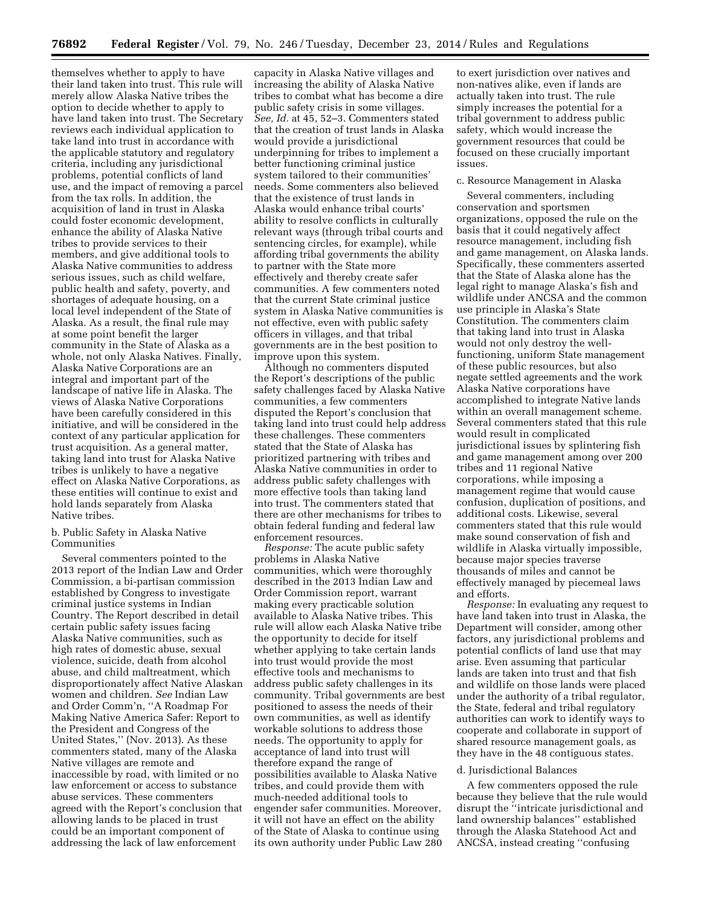themselves whether to apply to have their land taken into trust. This rule will merely allow Alaska Native tribes the option to decide whether to apply to have land taken into trust. The Secretary reviews each individual application to take land into trust in accordance with the applicable statutory and regulatory criteria, including any jurisdictional problems, potential conflicts of land use, and the impact of removing a parcel from the tax rolls. In addition, the acquisition of land in trust in Alaska could foster economic development, enhance the ability of Alaska Native tribes to provide services to their members, and give additional tools to Alaska Native communities to address serious issues, such as child welfare, public health and safety, poverty, and shortages of adequate housing, on a local level independent of the State of Alaska. As a result, the final rule may at some point benefit the larger community in the State of Alaska as a whole, not only Alaska Natives. Finally, Alaska Native Corporations are an integral and important part of the landscape of native life in Alaska. The views of Alaska Native Corporations have been carefully considered in this initiative, and will be considered in the context of any particular application for trust acquisition. As a general matter, taking land into trust for Alaska Native tribes is unlikely to have a negative effect on Alaska Native Corporations, as these entities will continue to exist and hold lands separately from Alaska Native tribes.

b. Public Safety in Alaska Native Communities

Several commenters pointed to the 2013 report of the Indian Law and Order Commission, a bi-partisan commission established by Congress to investigate criminal justice systems in Indian Country. The Report described in detail certain public safety issues facing Alaska Native communities, such as high rates of domestic abuse, sexual violence, suicide, death from alcohol abuse, and child maltreatment, which disproportionately affect Native Alaskan women and children. *See* Indian Law and Order Comm'n, ''A Roadmap For Making Native America Safer: Report to the President and Congress of the United States,'' (Nov. 2013). As these commenters stated, many of the Alaska Native villages are remote and inaccessible by road, with limited or no law enforcement or access to substance abuse services. These commenters agreed with the Report's conclusion that allowing lands to be placed in trust could be an important component of addressing the lack of law enforcement capacity in Alaska Native villages and increasing the ability of Alaska Native tribes to combat what has become a dire public safety crisis in some villages. *See, Id.* at 45, 52–3. Commenters stated that the creation of trust lands in Alaska would provide a jurisdictional underpinning for tribes to implement a better functioning criminal justice system tailored to their communities' needs. Some commenters also believed that the existence of trust lands in Alaska would enhance tribal courts' ability to resolve conflicts in culturally relevant ways (through tribal courts and sentencing circles, for example), while affording tribal governments the ability to partner with the State more effectively and thereby create safer communities. A few commenters noted that the current State criminal justice system in Alaska Native communities is not effective, even with public safety officers in villages, and that tribal governments are in the best position to improve upon this system.

Although no commenters disputed the Report's descriptions of the public safety challenges faced by Alaska Native communities, a few commenters disputed the Report's conclusion that taking land into trust could help address these challenges. These commenters stated that the State of Alaska has prioritized partnering with tribes and Alaska Native communities in order to address public safety challenges with more effective tools than taking land into trust. The commenters stated that there are other mechanisms for tribes to obtain federal funding and federal law enforcement resources.

*Response:* The acute public safety problems in Alaska Native communities, which were thoroughly described in the 2013 Indian Law and Order Commission report, warrant making every practicable solution available to Alaska Native tribes. This rule will allow each Alaska Native tribe the opportunity to decide for itself whether applying to take certain lands into trust would provide the most effective tools and mechanisms to address public safety challenges in its community. Tribal governments are best positioned to assess the needs of their own communities, as well as identify workable solutions to address those needs. The opportunity to apply for acceptance of land into trust will therefore expand the range of possibilities available to Alaska Native tribes, and could provide them with much-needed additional tools to engender safer communities. Moreover, it will not have an effect on the ability of the State of Alaska to continue using its own authority under Public Law 280 to exert jurisdiction over natives and non-natives alike, even if lands are actually taken into trust. The rule simply increases the potential for a tribal government to address public safety, which would increase the government resources that could be focused on these crucially important issues.

c. Resource Management in Alaska

Several commenters, including conservation and sportsmen organizations, opposed the rule on the basis that it could negatively affect resource management, including fish and game management, on Alaska lands. Specifically, these commenters asserted that the State of Alaska alone has the legal right to manage Alaska's fish and wildlife under ANCSA and the common use principle in Alaska's State Constitution. The commenters claim that taking land into trust in Alaska would not only destroy the well-functioning, uniform State management of these public resources, but also negate settled agreements and the work Alaska Native corporations have accomplished to integrate Native lands within an overall management scheme. Several commenters stated that this rule would result in complicated jurisdictional issues by splintering fish and game management among over 200 tribes and 11 regional Native corporations, while imposing a management regime that would cause confusion, duplication of positions, and additional costs. Likewise, several commenters stated that this rule would make sound conservation of fish and wildlife in Alaska virtually impossible, because major species traverse thousands of miles and cannot be effectively managed by piecemeal laws and efforts.

*Response:* In evaluating any request to have land taken into trust in Alaska, the Department will consider, among other factors, any jurisdictional problems and potential conflicts of land use that may arise. Even assuming that particular lands are taken into trust and that fish and wildlife on those lands were placed under the authority of a tribal regulator, the State, federal and tribal regulatory authorities can work to identify ways to cooperate and collaborate in support of shared resource management goals, as they have in the 48 contiguous states.

d. Jurisdictional Balances

A few commenters opposed the rule because they believe that the rule would disrupt the ''intricate jurisdictional and land ownership balances'' established through the Alaska Statehood Act and ANCSA, instead creating ''confusing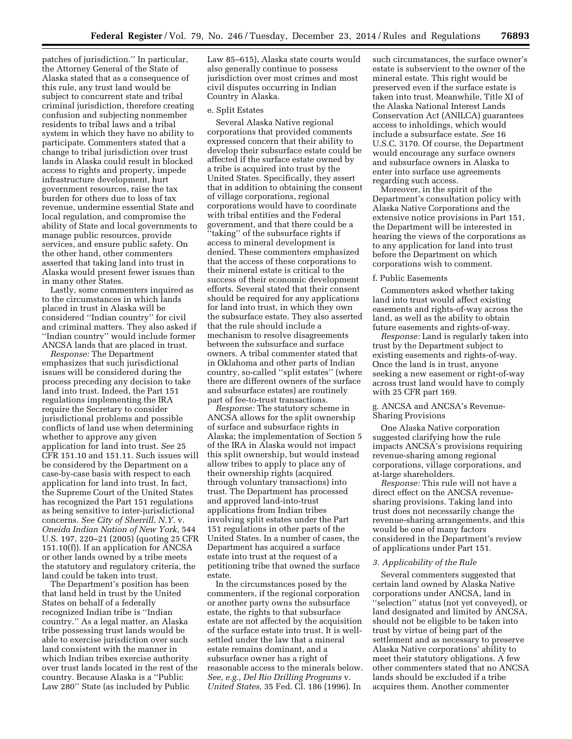patches of jurisdiction.'' In particular, the Attorney General of the State of Alaska stated that as a consequence of this rule, any trust land would be subject to concurrent state and tribal criminal jurisdiction, therefore creating confusion and subjecting nonmember residents to tribal laws and a tribal system in which they have no ability to participate. Commenters stated that a change to tribal jurisdiction over trust lands in Alaska could result in blocked access to rights and property, impede infrastructure development, hurt government resources, raise the tax burden for others due to loss of tax revenue, undermine essential State and local regulation, and compromise the ability of State and local governments to manage public resources, provide services, and ensure public safety. On the other hand, other commenters asserted that taking land into trust in Alaska would present fewer issues than in many other States.

Lastly, some commenters inquired as to the circumstances in which lands placed in trust in Alaska will be considered ''Indian country'' for civil and criminal matters. They also asked if ''Indian country'' would include former ANCSA lands that are placed in trust.

*Response:* The Department emphasizes that such jurisdictional issues will be considered during the process preceding any decision to take land into trust. Indeed, the Part 151 regulations implementing the IRA require the Secretary to consider jurisdictional problems and possible conflicts of land use when determining whether to approve any given application for land into trust. *See* 25 CFR 151.10 and 151.11. Such issues will be considered by the Department on a case-by-case basis with respect to each application for land into trust. In fact, the Supreme Court of the United States has recognized the Part 151 regulations as being sensitive to inter-jurisdictional concerns. *See City of Sherrill, N.Y.* v. *Oneida Indian Nation of New York,* 544 U.S. 197, 220–21 (2005) (quoting 25 CFR 151.10(f)). If an application for ANCSA or other lands owned by a tribe meets the statutory and regulatory criteria, the land could be taken into trust.

The Department's position has been that land held in trust by the United States on behalf of a federally recognized Indian tribe is ''Indian country.'' As a legal matter, an Alaska tribe possessing trust lands would be able to exercise jurisdiction over such land consistent with the manner in which Indian tribes exercise authority over trust lands located in the rest of the country. Because Alaska is a ''Public Law 280'' State (as included by Public Law 85–615), Alaska state courts would also generally continue to possess jurisdiction over most crimes and most civil disputes occurring in Indian Country in Alaska.

e. Split Estates

Several Alaska Native regional corporations that provided comments expressed concern that their ability to develop their subsurface estate could be affected if the surface estate owned by a tribe is acquired into trust by the United States. Specifically, they assert that in addition to obtaining the consent of village corporations, regional corporations would have to coordinate with tribal entities and the Federal government, and that there could be a ''taking'' of the subsurface rights if access to mineral development is denied. These commenters emphasized that the access of these corporations to their mineral estate is critical to the success of their economic development efforts. Several stated that their consent should be required for any applications for land into trust, in which they own the subsurface estate. They also asserted that the rule should include a mechanism to resolve disagreements between the subsurface and surface owners. A tribal commenter stated that in Oklahoma and other parts of Indian country, so-called ''split estates'' (where there are different owners of the surface and subsurface estates) are routinely part of fee-to-trust transactions.

*Response:* The statutory scheme in ANCSA allows for the split ownership of surface and subsurface rights in Alaska; the implementation of Section 5 of the IRA in Alaska would not impact this split ownership, but would instead allow tribes to apply to place any of their ownership rights (acquired through voluntary transactions) into trust. The Department has processed and approved land-into-trust applications from Indian tribes involving split estates under the Part 151 regulations in other parts of the United States. In a number of cases, the Department has acquired a surface estate into trust at the request of a petitioning tribe that owned the surface estate.

In the circumstances posed by the commenters, if the regional corporation or another party owns the subsurface estate, the rights to that subsurface estate are not affected by the acquisition of the surface estate into trust. It is well-settled under the law that a mineral estate remains dominant, and a subsurface owner has a right of reasonable access to the minerals below. *See, e.g., Del Rio Drilling Programs* v. *United States,* 35 Fed. Cl. 186 (1996). In such circumstances, the surface owner's estate is subservient to the owner of the mineral estate. This right would be preserved even if the surface estate is taken into trust. Meanwhile, Title XI of the Alaska National Interest Lands Conservation Act (ANILCA) guarantees access to inholdings, which would include a subsurface estate. *See* 16 U.S.C. 3170. Of course, the Department would encourage any surface owners and subsurface owners in Alaska to enter into surface use agreements regarding such access.

Moreover, in the spirit of the Department's consultation policy with Alaska Native Corporations and the extensive notice provisions in Part 151, the Department will be interested in hearing the views of the corporations as to any application for land into trust before the Department on which corporations wish to comment.

f. Public Easements

Commenters asked whether taking land into trust would affect existing easements and rights-of-way across the land, as well as the ability to obtain future easements and rights-of-way.

*Response:* Land is regularly taken into trust by the Department subject to existing easements and rights-of-way. Once the land is in trust, anyone seeking a new easement or right-of-way across trust land would have to comply with 25 CFR part 169.

g. ANCSA and ANCSA's Revenue-Sharing Provisions

One Alaska Native corporation suggested clarifying how the rule impacts ANCSA's provisions requiring revenue-sharing among regional corporations, village corporations, and at-large shareholders.

*Response:* This rule will not have a direct effect on the ANCSA revenue-sharing provisions. Taking land into trust does not necessarily change the revenue-sharing arrangements, and this would be one of many factors considered in the Department's review of applications under Part 151.

### *3. Applicability of the Rule*

Several commenters suggested that certain land owned by Alaska Native corporations under ANCSA, land in ''selection'' status (not yet conveyed), or land designated and limited by ANCSA, should not be eligible to be taken into trust by virtue of being part of the settlement and as necessary to preserve Alaska Native corporations' ability to meet their statutory obligations. A few other commenters stated that no ANCSA lands should be excluded if a tribe acquires them. Another commenter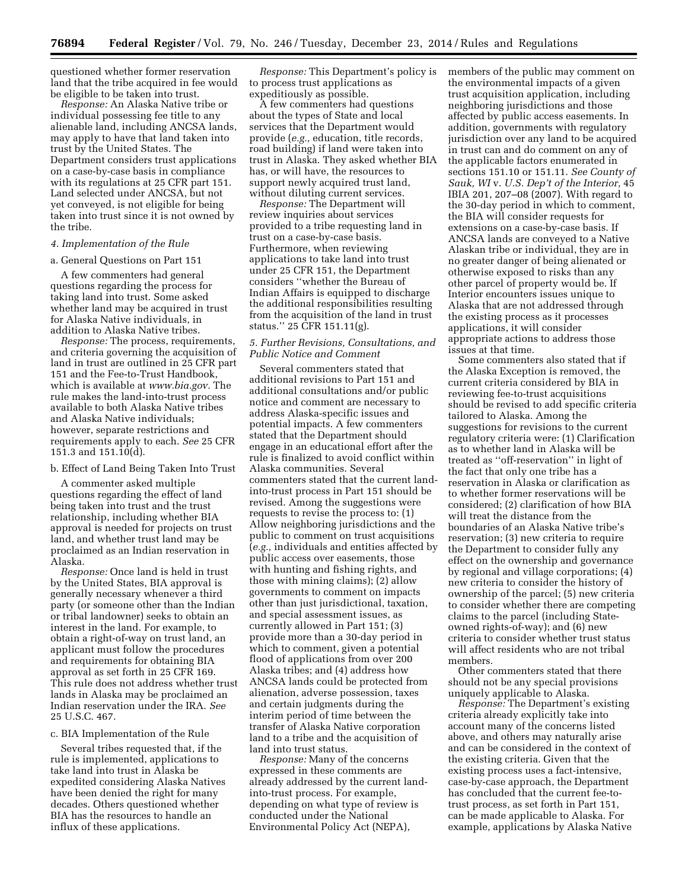questioned whether former reservation land that the tribe acquired in fee would be eligible to be taken into trust.

*Response:* An Alaska Native tribe or individual possessing fee title to any alienable land, including ANCSA lands, may apply to have that land taken into trust by the United States. The Department considers trust applications on a case-by-case basis in compliance with its regulations at 25 CFR part 151. Land selected under ANCSA, but not yet conveyed, is not eligible for being taken into trust since it is not owned by the tribe.

### *4. Implementation of the Rule*

#### a. General Questions on Part 151

A few commenters had general questions regarding the process for taking land into trust. Some asked whether land may be acquired in trust for Alaska Native individuals, in addition to Alaska Native tribes.

*Response:* The process, requirements, and criteria governing the acquisition of land in trust are outlined in 25 CFR part 151 and the Fee-to-Trust Handbook, which is available at *www.bia.gov.* The rule makes the land-into-trust process available to both Alaska Native tribes and Alaska Native individuals; however, separate restrictions and requirements apply to each. *See* 25 CFR 151.3 and 151.10(d).

#### b. Effect of Land Being Taken Into Trust

A commenter asked multiple questions regarding the effect of land being taken into trust and the trust relationship, including whether BIA approval is needed for projects on trust land, and whether trust land may be proclaimed as an Indian reservation in Alaska.

*Response:* Once land is held in trust by the United States, BIA approval is generally necessary whenever a third party (or someone other than the Indian or tribal landowner) seeks to obtain an interest in the land. For example, to obtain a right-of-way on trust land, an applicant must follow the procedures and requirements for obtaining BIA approval as set forth in 25 CFR 169. This rule does not address whether trust lands in Alaska may be proclaimed an Indian reservation under the IRA. *See* 25 U.S.C. 467.

#### c. BIA Implementation of the Rule

Several tribes requested that, if the rule is implemented, applications to take land into trust in Alaska be expedited considering Alaska Natives have been denied the right for many decades. Others questioned whether BIA has the resources to handle an influx of these applications.

*Response:* This Department's policy is to process trust applications as expeditiously as possible.

A few commenters had questions about the types of State and local services that the Department would provide (*e.g.,* education, title records, road building) if land were taken into trust in Alaska. They asked whether BIA has, or will have, the resources to support newly acquired trust land, without diluting current services.

*Response:* The Department will review inquiries about services provided to a tribe requesting land in trust on a case-by-case basis. Furthermore, when reviewing applications to take land into trust under 25 CFR 151, the Department considers ''whether the Bureau of Indian Affairs is equipped to discharge the additional responsibilities resulting from the acquisition of the land in trust status.'' 25 CFR 151.11(g).

### *5. Further Revisions, Consultations, and Public Notice and Comment*

Several commenters stated that additional revisions to Part 151 and additional consultations and/or public notice and comment are necessary to address Alaska-specific issues and potential impacts. A few commenters stated that the Department should engage in an educational effort after the rule is finalized to avoid conflict within Alaska communities. Several commenters stated that the current land-into-trust process in Part 151 should be revised. Among the suggestions were requests to revise the process to: (1) Allow neighboring jurisdictions and the public to comment on trust acquisitions (*e.g.,* individuals and entities affected by public access over easements, those with hunting and fishing rights, and those with mining claims); (2) allow governments to comment on impacts other than just jurisdictional, taxation, and special assessment issues, as currently allowed in Part 151; (3) provide more than a 30-day period in which to comment, given a potential flood of applications from over 200 Alaska tribes; and (4) address how ANCSA lands could be protected from alienation, adverse possession, taxes and certain judgments during the interim period of time between the transfer of Alaska Native corporation land to a tribe and the acquisition of land into trust status.

*Response:* Many of the concerns expressed in these comments are already addressed by the current land-into-trust process. For example, depending on what type of review is conducted under the National Environmental Policy Act (NEPA), members of the public may comment on the environmental impacts of a given trust acquisition application, including neighboring jurisdictions and those affected by public access easements. In addition, governments with regulatory jurisdiction over any land to be acquired in trust can and do comment on any of the applicable factors enumerated in sections 151.10 or 151.11. *See County of Sauk, WI* v. *U.S. Dep't of the Interior,* 45 IBIA 201, 207–08 (2007). With regard to the 30-day period in which to comment, the BIA will consider requests for extensions on a case-by-case basis. If ANCSA lands are conveyed to a Native Alaskan tribe or individual, they are in no greater danger of being alienated or otherwise exposed to risks than any other parcel of property would be. If Interior encounters issues unique to Alaska that are not addressed through the existing process as it processes applications, it will consider appropriate actions to address those issues at that time.

Some commenters also stated that if the Alaska Exception is removed, the current criteria considered by BIA in reviewing fee-to-trust acquisitions should be revised to add specific criteria tailored to Alaska. Among the suggestions for revisions to the current regulatory criteria were: (1) Clarification as to whether land in Alaska will be treated as ''off-reservation'' in light of the fact that only one tribe has a reservation in Alaska or clarification as to whether former reservations will be considered; (2) clarification of how BIA will treat the distance from the boundaries of an Alaska Native tribe's reservation; (3) new criteria to require the Department to consider fully any effect on the ownership and governance by regional and village corporations; (4) new criteria to consider the history of ownership of the parcel; (5) new criteria to consider whether there are competing claims to the parcel (including State-owned rights-of-way); and (6) new criteria to consider whether trust status will affect residents who are not tribal members.

Other commenters stated that there should not be any special provisions uniquely applicable to Alaska.

*Response:* The Department's existing criteria already explicitly take into account many of the concerns listed above, and others may naturally arise and can be considered in the context of the existing criteria. Given that the existing process uses a fact-intensive, case-by-case approach, the Department has concluded that the current fee-to-trust process, as set forth in Part 151, can be made applicable to Alaska. For example, applications by Alaska Native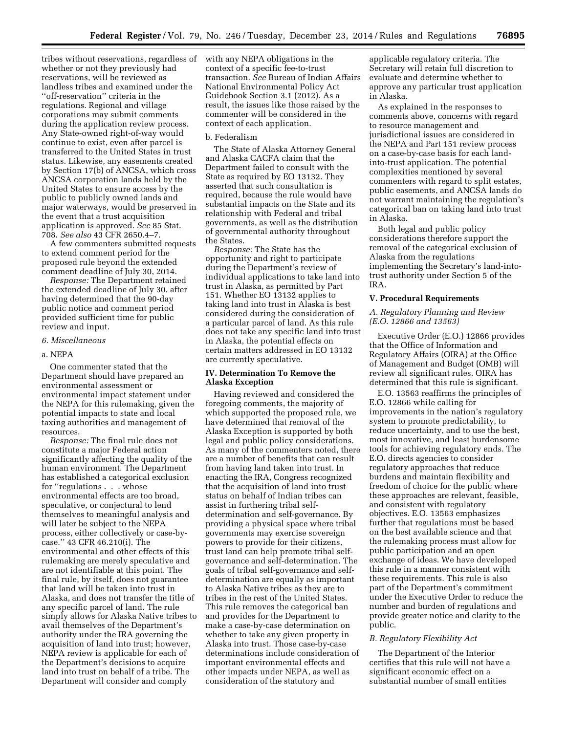tribes without reservations, regardless of whether or not they previously had reservations, will be reviewed as landless tribes and examined under the ''off-reservation'' criteria in the regulations. Regional and village corporations may submit comments during the application review process. Any State-owned right-of-way would continue to exist, even after parcel is transferred to the United States in trust status. Likewise, any easements created by Section 17(b) of ANCSA, which cross ANCSA corporation lands held by the United States to ensure access by the public to publicly owned lands and major waterways, would be preserved in the event that a trust acquisition application is approved. *See* 85 Stat. 708. *See also* 43 CFR 2650.4–7.

A few commenters submitted requests to extend comment period for the proposed rule beyond the extended comment deadline of July 30, 2014.

*Response:* The Department retained the extended deadline of July 30, after having determined that the 90-day public notice and comment period provided sufficient time for public review and input.

### *6. Miscellaneous*

#### a. NEPA

One commenter stated that the Department should have prepared an environmental assessment or environmental impact statement under the NEPA for this rulemaking, given the potential impacts to state and local taxing authorities and management of resources.

*Response:* The final rule does not constitute a major Federal action significantly affecting the quality of the human environment. The Department has established a categorical exclusion for ''regulations . . . whose environmental effects are too broad, speculative, or conjectural to lend themselves to meaningful analysis and will later be subject to the NEPA process, either collectively or case-by-case.'' 43 CFR 46.210(i). The environmental and other effects of this rulemaking are merely speculative and are not identifiable at this point. The final rule, by itself, does not guarantee that land will be taken into trust in Alaska, and does not transfer the title of any specific parcel of land. The rule simply allows for Alaska Native tribes to avail themselves of the Department's authority under the IRA governing the acquisition of land into trust; however, NEPA review is applicable for each of the Department's decisions to acquire land into trust on behalf of a tribe. The Department will consider and comply with any NEPA obligations in the context of a specific fee-to-trust transaction. *See* Bureau of Indian Affairs National Environmental Policy Act Guidebook Section 3.1 (2012). As a result, the issues like those raised by the commenter will be considered in the context of each application.

#### b. Federalism

The State of Alaska Attorney General and Alaska CACFA claim that the Department failed to consult with the State as required by EO 13132. They asserted that such consultation is required, because the rule would have substantial impacts on the State and its relationship with Federal and tribal governments, as well as the distribution of governmental authority throughout the States.

*Response:* The State has the opportunity and right to participate during the Department's review of individual applications to take land into trust in Alaska, as permitted by Part 151. Whether EO 13132 applies to taking land into trust in Alaska is best considered during the consideration of a particular parcel of land. As this rule does not take any specific land into trust in Alaska, the potential effects on certain matters addressed in EO 13132 are currently speculative.

## IV. Determination To Remove the Alaska Exception

Having reviewed and considered the foregoing comments, the majority of which supported the proposed rule, we have determined that removal of the Alaska Exception is supported by both legal and public policy considerations. As many of the commenters noted, there are a number of benefits that can result from having land taken into trust. In enacting the IRA, Congress recognized that the acquisition of land into trust status on behalf of Indian tribes can assist in furthering tribal self-determination and self-governance. By providing a physical space where tribal governments may exercise sovereign powers to provide for their citizens, trust land can help promote tribal self-governance and self-determination. The goals of tribal self-governance and self-determination are equally as important to Alaska Native tribes as they are to tribes in the rest of the United States. This rule removes the categorical ban and provides for the Department to make a case-by-case determination on whether to take any given property in Alaska into trust. Those case-by-case determinations include consideration of important environmental effects and other impacts under NEPA, as well as consideration of the statutory and applicable regulatory criteria. The Secretary will retain full discretion to evaluate and determine whether to approve any particular trust application in Alaska.

As explained in the responses to comments above, concerns with regard to resource management and jurisdictional issues are considered in the NEPA and Part 151 review process on a case-by-case basis for each land-into-trust application. The potential complexities mentioned by several commenters with regard to split estates, public easements, and ANCSA lands do not warrant maintaining the regulation's categorical ban on taking land into trust in Alaska.

Both legal and public policy considerations therefore support the removal of the categorical exclusion of Alaska from the regulations implementing the Secretary's land-into-trust authority under Section 5 of the IRA.

## V. Procedural Requirements

### *A. Regulatory Planning and Review (E.O. 12866 and 13563)*

Executive Order (E.O.) 12866 provides that the Office of Information and Regulatory Affairs (OIRA) at the Office of Management and Budget (OMB) will review all significant rules. OIRA has determined that this rule is significant.

E.O. 13563 reaffirms the principles of E.O. 12866 while calling for improvements in the nation's regulatory system to promote predictability, to reduce uncertainty, and to use the best, most innovative, and least burdensome tools for achieving regulatory ends. The E.O. directs agencies to consider regulatory approaches that reduce burdens and maintain flexibility and freedom of choice for the public where these approaches are relevant, feasible, and consistent with regulatory objectives. E.O. 13563 emphasizes further that regulations must be based on the best available science and that the rulemaking process must allow for public participation and an open exchange of ideas. We have developed this rule in a manner consistent with these requirements. This rule is also part of the Department's commitment under the Executive Order to reduce the number and burden of regulations and provide greater notice and clarity to the public.

### *B. Regulatory Flexibility Act*

The Department of the Interior certifies that this rule will not have a significant economic effect on a substantial number of small entities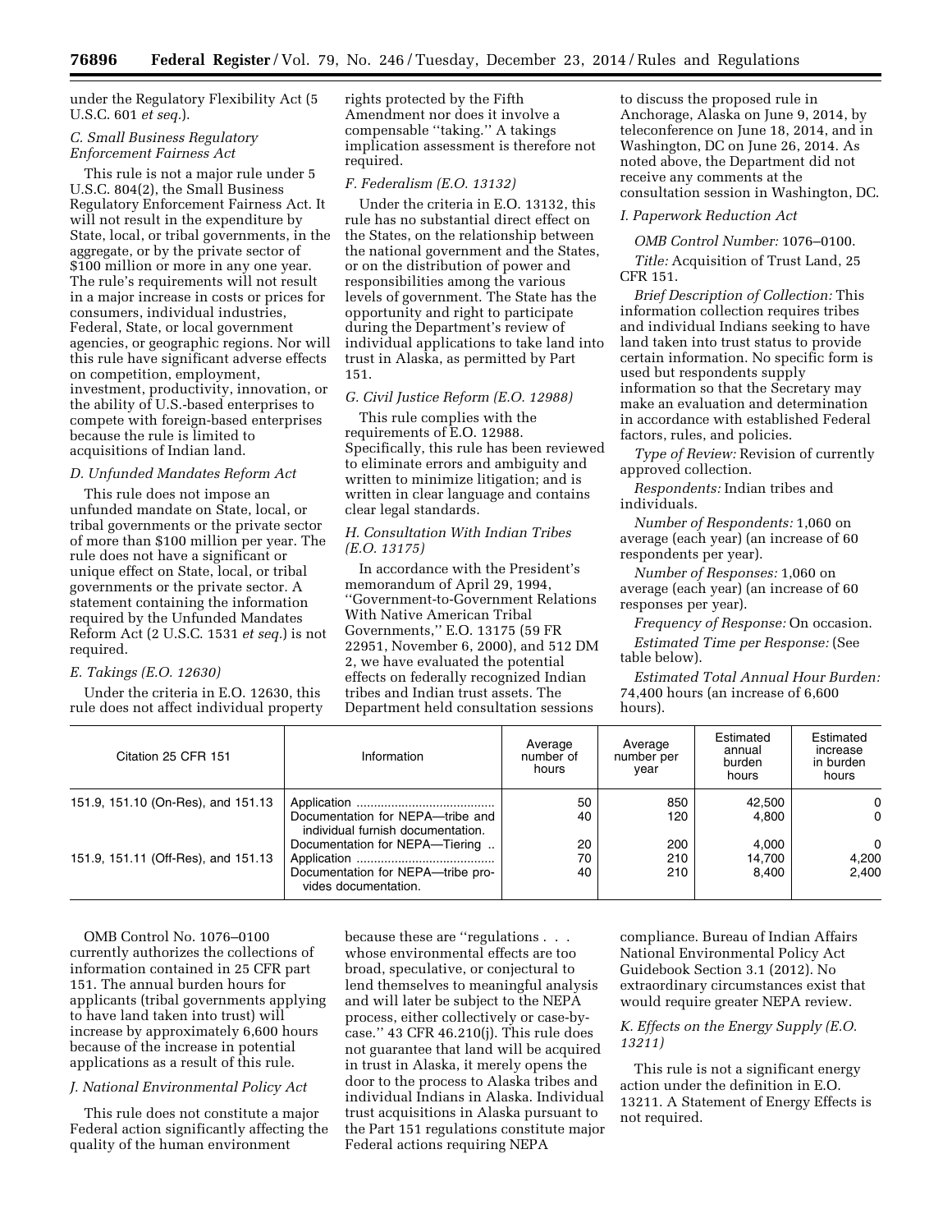under the Regulatory Flexibility Act (5 U.S.C. 601 *et seq.*).

### C. Small Business Regulatory Enforcement Fairness Act

This rule is not a major rule under 5 U.S.C. 804(2), the Small Business Regulatory Enforcement Fairness Act. It will not result in the expenditure by State, local, or tribal governments, in the aggregate, or by the private sector of $100 million or more in any one year. The rule's requirements will not result in a major increase in costs or prices for consumers, individual industries, Federal, State, or local government agencies, or geographic regions. Nor will this rule have significant adverse effects on competition, employment, investment, productivity, innovation, or the ability of U.S.-based enterprises to compete with foreign-based enterprises because the rule is limited to acquisitions of Indian land.

### D. Unfunded Mandates Reform Act

This rule does not impose an unfunded mandate on State, local, or tribal governments or the private sector of more than $100 million per year. The rule does not have a significant or unique effect on State, local, or tribal governments or the private sector. A statement containing the information required by the Unfunded Mandates Reform Act (2 U.S.C. 1531 *et seq.*) is not required.

### E. Takings (E.O. 12630)

Under the criteria in E.O. 12630, this rule does not affect individual property rights protected by the Fifth Amendment nor does it involve a compensable "taking." A takings implication assessment is therefore not required.

### F. Federalism (E.O. 13132)

Under the criteria in E.O. 13132, this rule has no substantial direct effect on the States, on the relationship between the national government and the States, or on the distribution of power and responsibilities among the various levels of government. The State has the opportunity and right to participate during the Department's review of individual applications to take land into trust in Alaska, as permitted by Part 151.

### G. Civil Justice Reform (E.O. 12988)

This rule complies with the requirements of E.O. 12988. Specifically, this rule has been reviewed to eliminate errors and ambiguity and written to minimize litigation; and is written in clear language and contains clear legal standards.

### H. Consultation With Indian Tribes (E.O. 13175)

In accordance with the President's memorandum of April 29, 1994, "Government-to-Government Relations With Native American Tribal Governments," E.O. 13175 (59 FR 22951, November 6, 2000), and 512 DM 2, we have evaluated the potential effects on federally recognized Indian tribes and Indian trust assets. The Department held consultation sessions to discuss the proposed rule in Anchorage, Alaska on June 9, 2014, by teleconference on June 18, 2014, and in Washington, DC on June 26, 2014. As noted above, the Department did not receive any comments at the consultation session in Washington, DC.

### I. Paperwork Reduction Act

*OMB Control Number:* 1076–0100.

*Title:* Acquisition of Trust Land, 25 CFR 151.

*Brief Description of Collection:* This information collection requires tribes and individual Indians seeking to have land taken into trust status to provide certain information. No specific form is used but respondents supply information so that the Secretary may make an evaluation and determination in accordance with established Federal factors, rules, and policies.

*Type of Review:* Revision of currently approved collection.

*Respondents:* Indian tribes and individuals.

*Number of Respondents:* 1,060 on average (each year) (an increase of 60 respondents per year).

*Number of Responses:* 1,060 on average (each year) (an increase of 60 responses per year).

*Frequency of Response:* On occasion.

*Estimated Time per Response:* (See table below).

*Estimated Total Annual Hour Burden:* 74,400 hours (an increase of 6,600 hours).

| Citation 25 CFR 151 | Information | Average number of hours | Average number per year | Estimated annual burden hours | Estimated increase in burden hours |
|---|---|---|---|---|---|
| 151.9, 151.10 (On-Res), and 151.13 | Application | 50 | 850 | 42,500 | 0 |
| | Documentation for NEPA—tribe and individual furnish documentation. | 40 | 120 | 4,800 | 0 |
| | Documentation for NEPA—Tiering | 20 | 200 | 4,000 | 0 |
| 151.9, 151.11 (Off-Res), and 151.13 | Application | 70 | 210 | 14,700 | 4,200 |
| | Documentation for NEPA—tribe provides documentation. | 40 | 210 | 8,400 | 2,400 |

OMB Control No. 1076–0100 currently authorizes the collections of information contained in 25 CFR part 151. The annual burden hours for applicants (tribal governments applying to have land taken into trust) will increase by approximately 6,600 hours because of the increase in potential applications as a result of this rule.

### J. National Environmental Policy Act

This rule does not constitute a major Federal action significantly affecting the quality of the human environment because these are "regulations . . . whose environmental effects are too broad, speculative, or conjectural to lend themselves to meaningful analysis and will later be subject to the NEPA process, either collectively or case-by-case." 43 CFR 46.210(j). This rule does not guarantee that land will be acquired in trust in Alaska, it merely opens the door to the process to Alaska tribes and individual Indians in Alaska. Individual trust acquisitions in Alaska pursuant to the Part 151 regulations constitute major Federal actions requiring NEPA compliance. Bureau of Indian Affairs National Environmental Policy Act Guidebook Section 3.1 (2012). No extraordinary circumstances exist that would require greater NEPA review.

### K. Effects on the Energy Supply (E.O. 13211)

This rule is not a significant energy action under the definition in E.O. 13211. A Statement of Energy Effects is not required.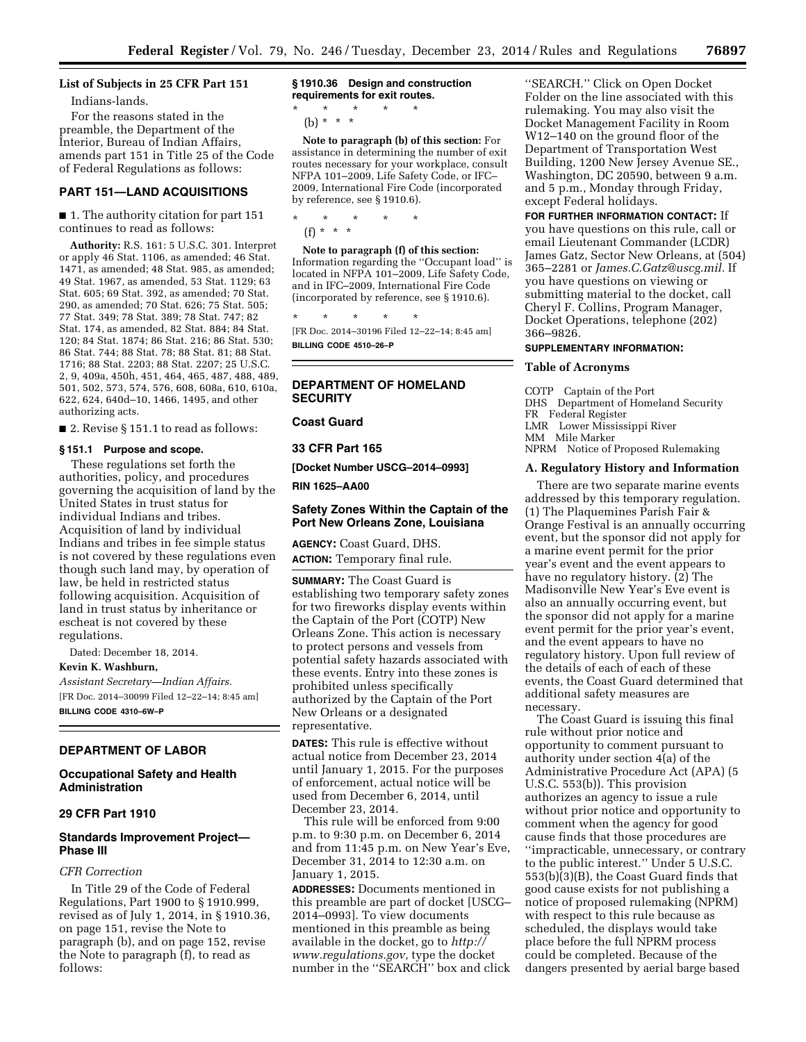**List of Subjects in 25 CFR Part 151**

Indians-lands.

For the reasons stated in the preamble, the Department of the Interior, Bureau of Indian Affairs, amends part 151 in Title 25 of the Code of Federal Regulations as follows:

## PART 151—LAND ACQUISITIONS

■ 1. The authority citation for part 151 continues to read as follows:

**Authority:** R.S. 161: 5 U.S.C. 301. Interpret or apply 46 Stat. 1106, as amended; 46 Stat. 1471, as amended; 48 Stat. 985, as amended; 49 Stat. 1967, as amended, 53 Stat. 1129; 63 Stat. 605; 69 Stat. 392, as amended; 70 Stat. 290, as amended; 70 Stat. 626; 75 Stat. 505; 77 Stat. 349; 78 Stat. 389; 78 Stat. 747; 82 Stat. 174, as amended, 82 Stat. 884; 84 Stat. 120; 84 Stat. 1874; 86 Stat. 216; 86 Stat. 530; 86 Stat. 744; 88 Stat. 78; 88 Stat. 81; 88 Stat. 1716; 88 Stat. 2203; 88 Stat. 2207; 25 U.S.C. 2, 9, 409a, 450h, 451, 464, 465, 487, 488, 489, 501, 502, 573, 574, 576, 608, 608a, 610, 610a, 622, 624, 640d–10, 1466, 1495, and other authorizing acts.

■ 2. Revise § 151.1 to read as follows:

### § 151.1 Purpose and scope.

These regulations set forth the authorities, policy, and procedures governing the acquisition of land by the United States in trust status for individual Indians and tribes. Acquisition of land by individual Indians and tribes in fee simple status is not covered by these regulations even though such land may, by operation of law, be held in restricted status following acquisition. Acquisition of land in trust status by inheritance or escheat is not covered by these regulations.

Dated: December 18, 2014.

**Kevin K. Washburn,**

*Assistant Secretary—Indian Affairs.*

[FR Doc. 2014–30099 Filed 12–22–14; 8:45 am]

**BILLING CODE 4310–6W–P**

## DEPARTMENT OF LABOR

### Occupational Safety and Health Administration

### 29 CFR Part 1910

### Standards Improvement Project—Phase III

*CFR Correction*

In Title 29 of the Code of Federal Regulations, Part 1900 to § 1910.999, revised as of July 1, 2014, in § 1910.36, on page 151, revise the Note to paragraph (b), and on page 152, revise the Note to paragraph (f), to read as follows:

### § 1910.36 Design and construction requirements for exit routes.

\* \* \* \* \*

(b) \* \* \*

**Note to paragraph (b) of this section:** For assistance in determining the number of exit routes necessary for your workplace, consult NFPA 101–2009, Life Safety Code, or IFC–2009, International Fire Code (incorporated by reference, see § 1910.6).

\* \* \* \* \*

(f) \* \* \*

**Note to paragraph (f) of this section:** Information regarding the ''Occupant load'' is located in NFPA 101–2009, Life Safety Code, and in IFC–2009, International Fire Code (incorporated by reference, see § 1910.6).

\* \* \* \* \*

[FR Doc. 2014–30196 Filed 12–22–14; 8:45 am]

**BILLING CODE 4510–26–P**

## DEPARTMENT OF HOMELAND SECURITY

### Coast Guard

### 33 CFR Part 165

**[Docket Number USCG–2014–0993]**

**RIN 1625–AA00**

### Safety Zones Within the Captain of the Port New Orleans Zone, Louisiana

**AGENCY:** Coast Guard, DHS.

**ACTION:** Temporary final rule.

**SUMMARY:** The Coast Guard is establishing two temporary safety zones for two fireworks display events within the Captain of the Port (COTP) New Orleans Zone. This action is necessary to protect persons and vessels from potential safety hazards associated with these events. Entry into these zones is prohibited unless specifically authorized by the Captain of the Port New Orleans or a designated representative.

**DATES:** This rule is effective without actual notice from December 23, 2014 until January 1, 2015. For the purposes of enforcement, actual notice will be used from December 6, 2014, until December 23, 2014.

This rule will be enforced from 9:00 p.m. to 9:30 p.m. on December 6, 2014 and from 11:45 p.m. on New Year's Eve, December 31, 2014 to 12:30 a.m. on January 1, 2015.

**ADDRESSES:** Documents mentioned in this preamble are part of docket [USCG–2014–0993]. To view documents mentioned in this preamble as being available in the docket, go to *http://www.regulations.gov,* type the docket number in the ''SEARCH'' box and click ''SEARCH.'' Click on Open Docket Folder on the line associated with this rulemaking. You may also visit the Docket Management Facility in Room W12–140 on the ground floor of the Department of Transportation West Building, 1200 New Jersey Avenue SE., Washington, DC 20590, between 9 a.m. and 5 p.m., Monday through Friday, except Federal holidays.

**FOR FURTHER INFORMATION CONTACT:** If you have questions on this rule, call or email Lieutenant Commander (LCDR) James Gatz, Sector New Orleans, at (504) 365–2281 or *James.C.Gatz@uscg.mil.* If you have questions on viewing or submitting material to the docket, call Cheryl F. Collins, Program Manager, Docket Operations, telephone (202) 366–9826.

**SUPPLEMENTARY INFORMATION:**

**Table of Acronyms**

COTP Captain of the Port
DHS Department of Homeland Security
FR Federal Register
LMR Lower Mississippi River
MM Mile Marker
NPRM Notice of Proposed Rulemaking

**A. Regulatory History and Information**

There are two separate marine events addressed by this temporary regulation. (1) The Plaquemines Parish Fair & Orange Festival is an annually occurring event, but the sponsor did not apply for a marine event permit for the prior year's event and the event appears to have no regulatory history. (2) The Madisonville New Year's Eve event is also an annually occurring event, but the sponsor did not apply for a marine event permit for the prior year's event, and the event appears to have no regulatory history. Upon full review of the details of each of these events, the Coast Guard determined that additional safety measures are necessary.

The Coast Guard is issuing this final rule without prior notice and opportunity to comment pursuant to authority under section 4(a) of the Administrative Procedure Act (APA) (5 U.S.C. 553(b)). This provision authorizes an agency to issue a rule without prior notice and opportunity to comment when the agency for good cause finds that those procedures are ''impracticable, unnecessary, or contrary to the public interest.'' Under 5 U.S.C. 553(b)(3)(B), the Coast Guard finds that good cause exists for not publishing a notice of proposed rulemaking (NPRM) with respect to this rule because as scheduled, the displays would take place before the full NPRM process could be completed. Because of the dangers presented by aerial barge based